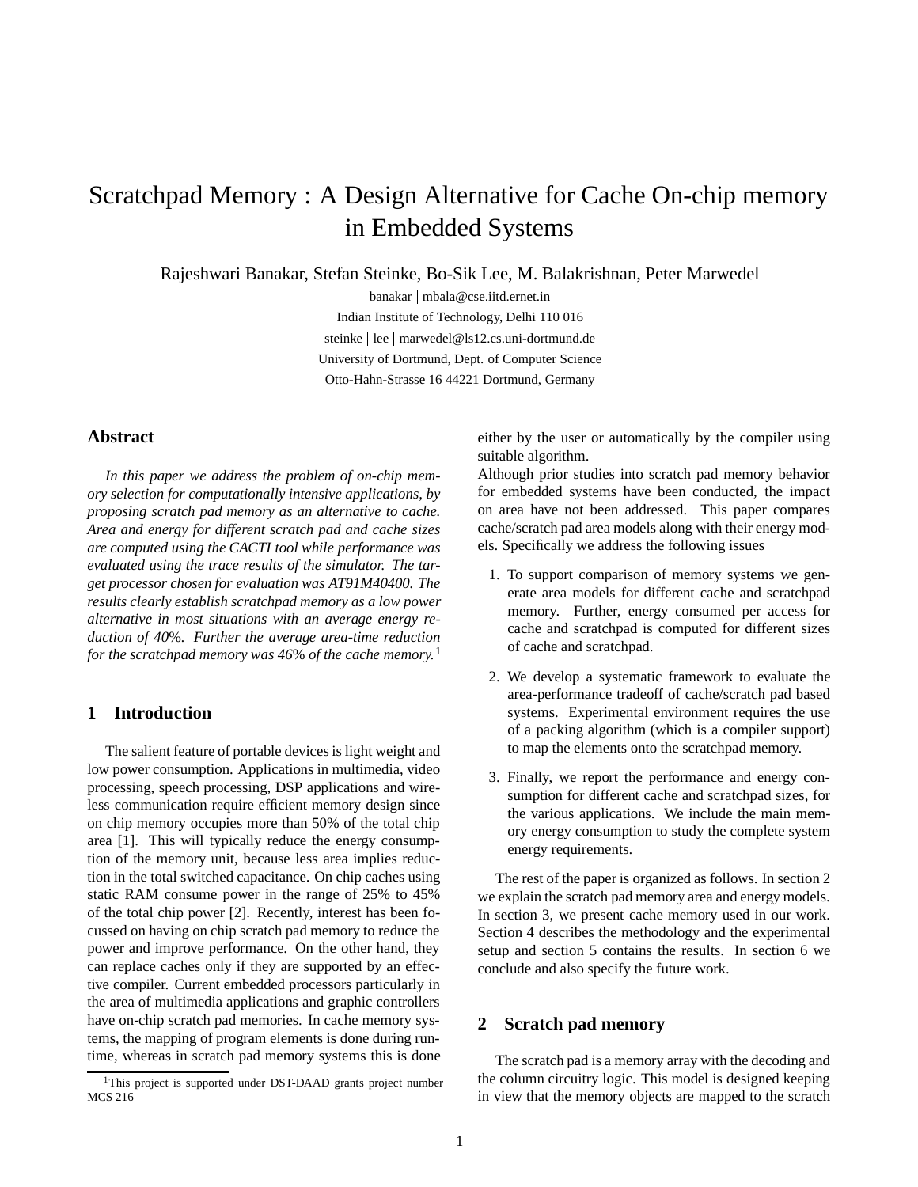# Scratchpad Memory : A Design Alternative for Cache On-chip memory in Embedded Systems

Rajeshwari Banakar, Stefan Steinke, Bo-Sik Lee, M. Balakrishnan, Peter Marwedel

banakar | mbala@cse.iitd.ernet.in

Indian Institute of Technology, Delhi 110 016

steinke | lee | marwedel@ls12.cs.uni-dortmund.de

University of Dortmund, Dept. of Computer Science

Otto-Hahn-Strasse 16 44221 Dortmund, Germany

## Abstract

*In this paper we address the problem of on-chip memory selection for computationally intensive applications, by proposing scratch pad memory as an alternative to cache. Area and energy for different scratch pad and cache sizes are computed using the CACTI tool while performance was evaluated using the trace results of the simulator. The target processor chosen for evaluation was AT91M40400. The results clearly establish scratchpad memory as a low power alternative in most situations with an average energy reduction of 40%. Further the average area-time reduction for the scratchpad memory was 46% of the cache memory.*[1]

## 1 Introduction

The salient feature of portable devices is light weight and low power consumption. Applications in multimedia, video processing, speech processing, DSP applications and wireless communication require efficient memory design since on chip memory occupies more than 50% of the total chip area [1]. This will typically reduce the energy consumption of the memory unit, because less area implies reduction in the total switched capacitance. On chip caches using static RAM consume power in the range of 25% to 45% of the total chip power [2]. Recently, interest has been focussed on having on chip scratch pad memory to reduce the power and improve performance. On the other hand, they can replace caches only if they are supported by an effective compiler. Current embedded processors particularly in the area of multimedia applications and graphic controllers have on-chip scratch pad memories. In cache memory systems, the mapping of program elements is done during runtime, whereas in scratch pad memory systems this is done either by the user or automatically by the compiler using suitable algorithm.

Although prior studies into scratch pad memory behavior for embedded systems have been conducted, the impact on area have not been addressed. This paper compares cache/scratch pad area models along with their energy models. Specifically we address the following issues

1. To support comparison of memory systems we generate area models for different cache and scratchpad memory. Further, energy consumed per access for cache and scratchpad is computed for different sizes of cache and scratchpad.
2. We develop a systematic framework to evaluate the area-performance tradeoff of cache/scratch pad based systems. Experimental environment requires the use of a packing algorithm (which is a compiler support) to map the elements onto the scratchpad memory.
3. Finally, we report the performance and energy consumption for different cache and scratchpad sizes, for the various applications. We include the main memory energy consumption to study the complete system energy requirements.

The rest of the paper is organized as follows. In section 2 we explain the scratch pad memory area and energy models. In section 3, we present cache memory used in our work. Section 4 describes the methodology and the experimental setup and section 5 contains the results. In section 6 we conclude and also specify the future work.

## 2 Scratch pad memory

The scratch pad is a memory array with the decoding and the column circuitry logic. This model is designed keeping in view that the memory objects are mapped to the scratch

[1] This project is supported under DST-DAAD grants project number MCS 216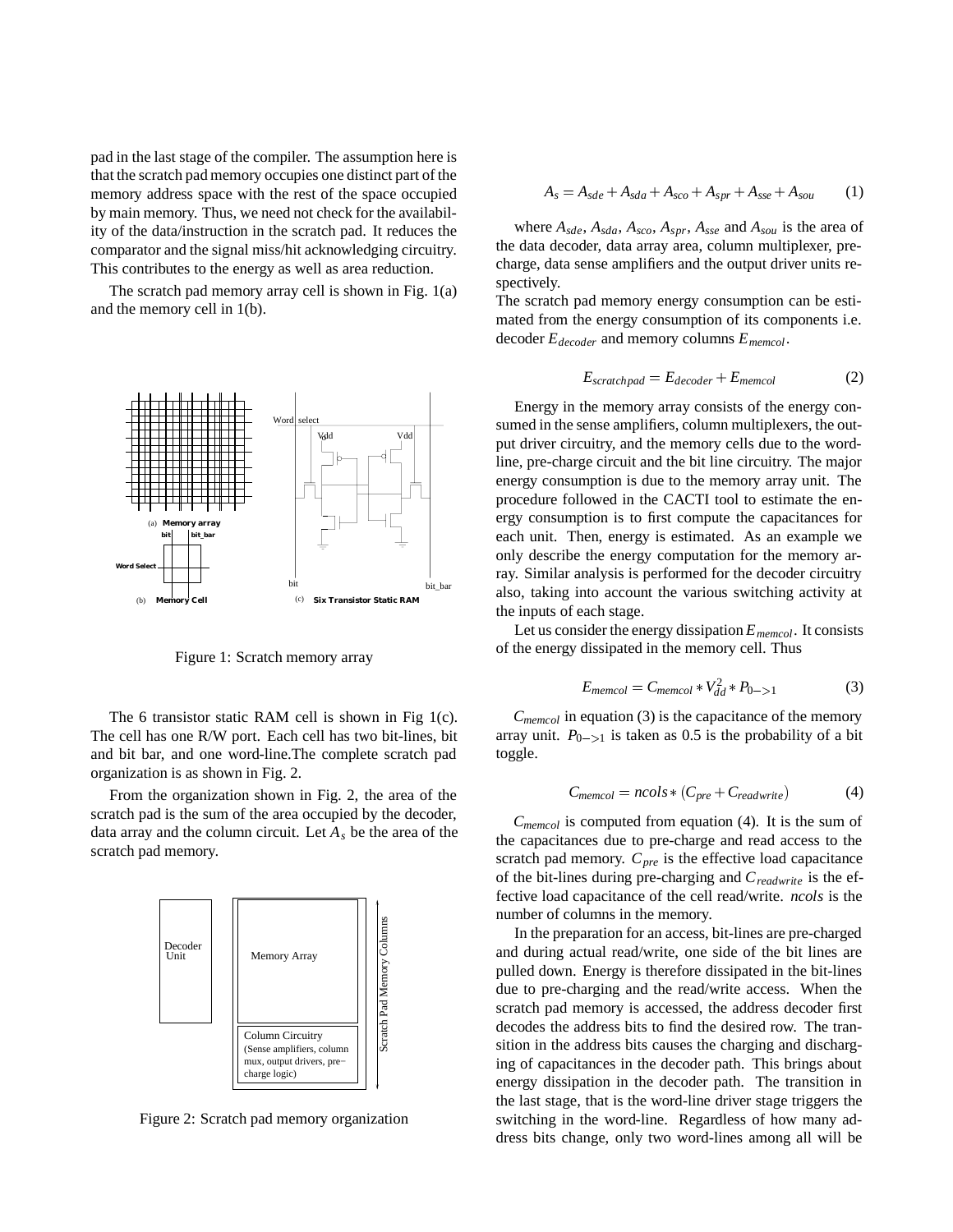pad in the last stage of the compiler. The assumption here is that the scratch pad memory occupies one distinct part of the memory address space with the rest of the space occupied by main memory. Thus, we need not check for the availability of the data/instruction in the scratch pad. It reduces the comparator and the signal miss/hit acknowledging circuitry. This contributes to the energy as well as area reduction.

The scratch pad memory array cell is shown in Fig. 1(a) and the memory cell in 1(b).

Figure 1: Scratch memory array

The 6 transistor static RAM cell is shown in Fig 1(c). The cell has one R/W port. Each cell has two bit-lines, bit and bit bar, and one word-line.The complete scratch pad organization is as shown in Fig. 2.

From the organization shown in Fig. 2, the area of the scratch pad is the sum of the area occupied by the decoder, data array and the column circuit. Let $A_s$ be the area of the scratch pad memory.

Figure 2: Scratch pad memory organization

$$A_s = A_{sde} + A_{sda} + A_{sco} + A_{spr} + A_{sse} + A_{sou} \quad (1)$$

where $A_{sde}$, $A_{sda}$, $A_{sco}$, $A_{spr}$, $A_{sse}$ and $A_{sou}$ is the area of the data decoder, data array area, column multiplexer, precharge, data sense amplifiers and the output driver units respectively.

The scratch pad memory energy consumption can be estimated from the energy consumption of its components i.e. decoder $E_{decoder}$ and memory columns $E_{memcol}$.

$$E_{scratchpad} = E_{decoder} + E_{memcol} \quad (2)$$

Energy in the memory array consists of the energy consumed in the sense amplifiers, column multiplexers, the output driver circuitry, and the memory cells due to the word-line, pre-charge circuit and the bit line circuitry. The major energy consumption is due to the memory array unit. The procedure followed in the CACTI tool to estimate the energy consumption is to first compute the capacitances for each unit. Then, energy is estimated. As an example we only describe the energy computation for the memory array. Similar analysis is performed for the decoder circuitry also, taking into account the various switching activity at the inputs of each stage.

Let us consider the energy dissipation $E_{memcol}$. It consists of the energy dissipated in the memory cell. Thus

$$E_{memcol} = C_{memcol} * V_{dd}^2 * P_{0->1} \quad (3)$$

$C_{memcol}$ in equation (3) is the capacitance of the memory array unit. $P_{0->1}$ is taken as 0.5 is the probability of a bit toggle.

$$C_{memcol} = ncols * (C_{pre} + C_{readwrite}) \quad (4)$$

$C_{memcol}$ is computed from equation (4). It is the sum of the capacitances due to pre-charge and read access to the scratch pad memory. $C_{pre}$ is the effective load capacitance of the bit-lines during pre-charging and $C_{readwrite}$ is the effective load capacitance of the cell read/write. *ncols* is the number of columns in the memory.

In the preparation for an access, bit-lines are pre-charged and during actual read/write, one side of the bit lines are pulled down. Energy is therefore dissipated in the bit-lines due to pre-charging and the read/write access. When the scratch pad memory is accessed, the address decoder first decodes the address bits to find the desired row. The transition in the address bits causes the charging and discharging of capacitances in the decoder path. This brings about energy dissipation in the decoder path. The transition in the last stage, that is the word-line driver stage triggers the switching in the word-line. Regardless of how many address bits change, only two word-lines among all will be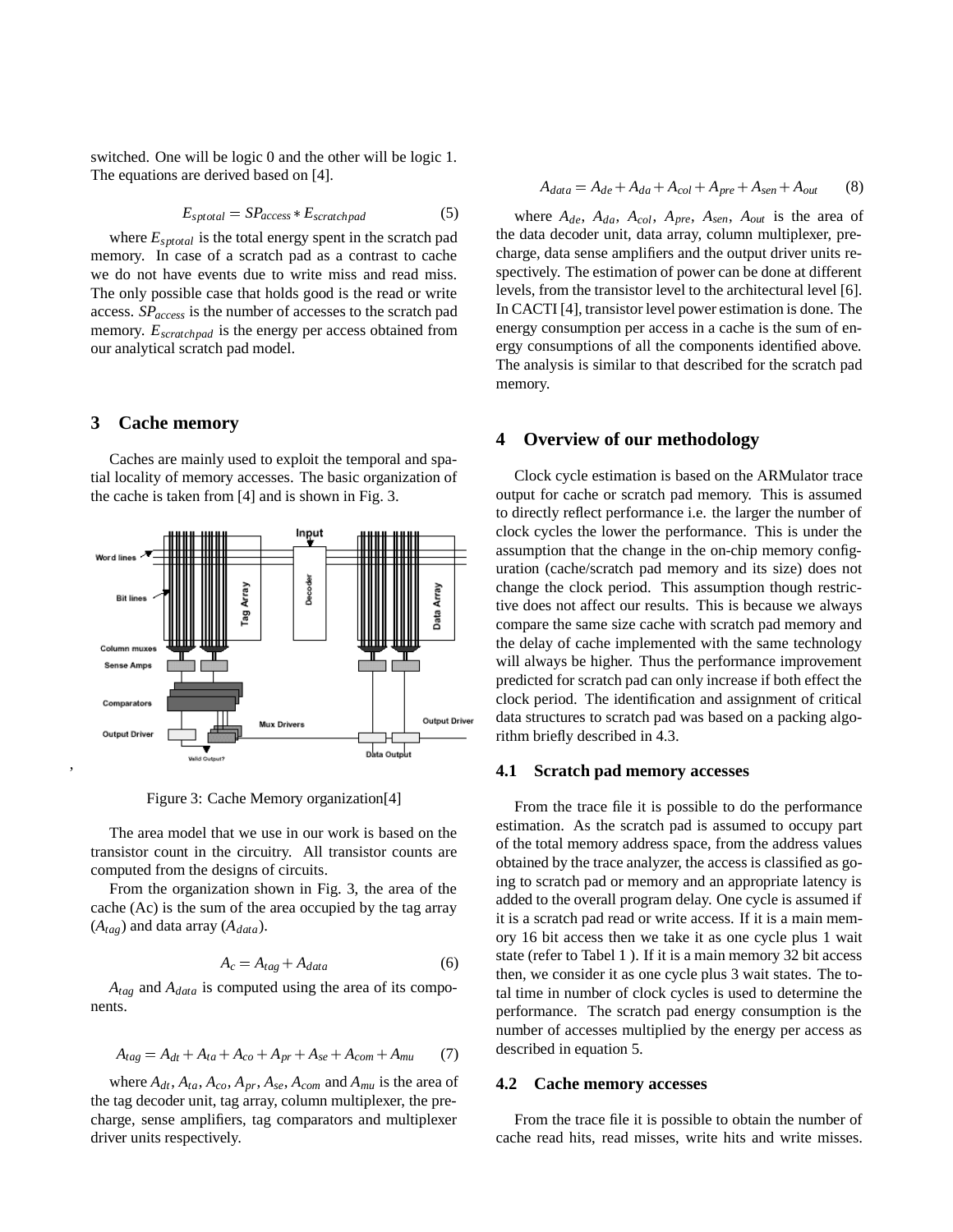switched. One will be logic 0 and the other will be logic 1. The equations are derived based on [4].

$$E_{sptotal} = SP_{access} * E_{scratchpad} \tag{5}$$

where $E_{sptotal}$ is the total energy spent in the scratch pad memory. In case of a scratch pad as a contrast to cache we do not have events due to write miss and read miss. The only possible case that holds good is the read or write access. $SP_{access}$ is the number of accesses to the scratch pad memory. $E_{scratchpad}$ is the energy per access obtained from our analytical scratch pad model.

## 3 Cache memory

Caches are mainly used to exploit the temporal and spatial locality of memory accesses. The basic organization of the cache is taken from [4] and is shown in Fig. 3.

Figure 3: Cache Memory organization[4]

The area model that we use in our work is based on the transistor count in the circuitry. All transistor counts are computed from the designs of circuits.

From the organization shown in Fig. 3, the area of the cache (Ac) is the sum of the area occupied by the tag array ($A_{tag}$) and data array ($A_{data}$).

$$A_c = A_{tag} + A_{data} \tag{6}$$

$A_{tag}$ and $A_{data}$ is computed using the area of its components.

$$A_{tag} = A_{dt} + A_{ta} + A_{co} + A_{pr} + A_{se} + A_{com} + A_{mu} \tag{7}$$

where $A_{dt}$, $A_{ta}$, $A_{co}$, $A_{pr}$, $A_{se}$, $A_{com}$ and $A_{mu}$ is the area of the tag decoder unit, tag array, column multiplexer, the pre-charge, sense amplifiers, tag comparators and multiplexer driver units respectively.

$$A_{data} = A_{de} + A_{da} + A_{col} + A_{pre} + A_{sen} + A_{out} \tag{8}$$

where $A_{de}$, $A_{da}$, $A_{col}$, $A_{pre}$, $A_{sen}$, $A_{out}$ is the area of the data decoder unit, data array, column multiplexer, pre-charge, data sense amplifiers and the output driver units respectively. The estimation of power can be done at different levels, from the transistor level to the architectural level [6]. In CACTI [4], transistor level power estimation is done. The energy consumption per access in a cache is the sum of energy consumptions of all the components identified above. The analysis is similar to that described for the scratch pad memory.

## 4 Overview of our methodology

Clock cycle estimation is based on the ARMulator trace output for cache or scratch pad memory. This is assumed to directly reflect performance i.e. the larger the number of clock cycles the lower the performance. This is under the assumption that the change in the on-chip memory configuration (cache/scratch pad memory and its size) does not change the clock period. This assumption though restrictive does not affect our results. This is because we always compare the same size cache with scratch pad memory and the delay of cache implemented with the same technology will always be higher. Thus the performance improvement predicted for scratch pad can only increase if both effect the clock period. The identification and assignment of critical data structures to scratch pad was based on a packing algorithm briefly described in 4.3.

### 4.1 Scratch pad memory accesses

From the trace file it is possible to do the performance estimation. As the scratch pad is assumed to occupy part of the total memory address space, from the address values obtained by the trace analyzer, the access is classified as going to scratch pad or memory and an appropriate latency is added to the overall program delay. One cycle is assumed if it is a scratch pad read or write access. If it is a main memory 16 bit access then we take it as one cycle plus 1 wait state (refer to Tabel 1 ). If it is a main memory 32 bit access then, we consider it as one cycle plus 3 wait states. The total time in number of clock cycles is used to determine the performance. The scratch pad energy consumption is the number of accesses multiplied by the energy per access as described in equation 5.

### 4.2 Cache memory accesses

From the trace file it is possible to obtain the number of cache read hits, read misses, write hits and write misses.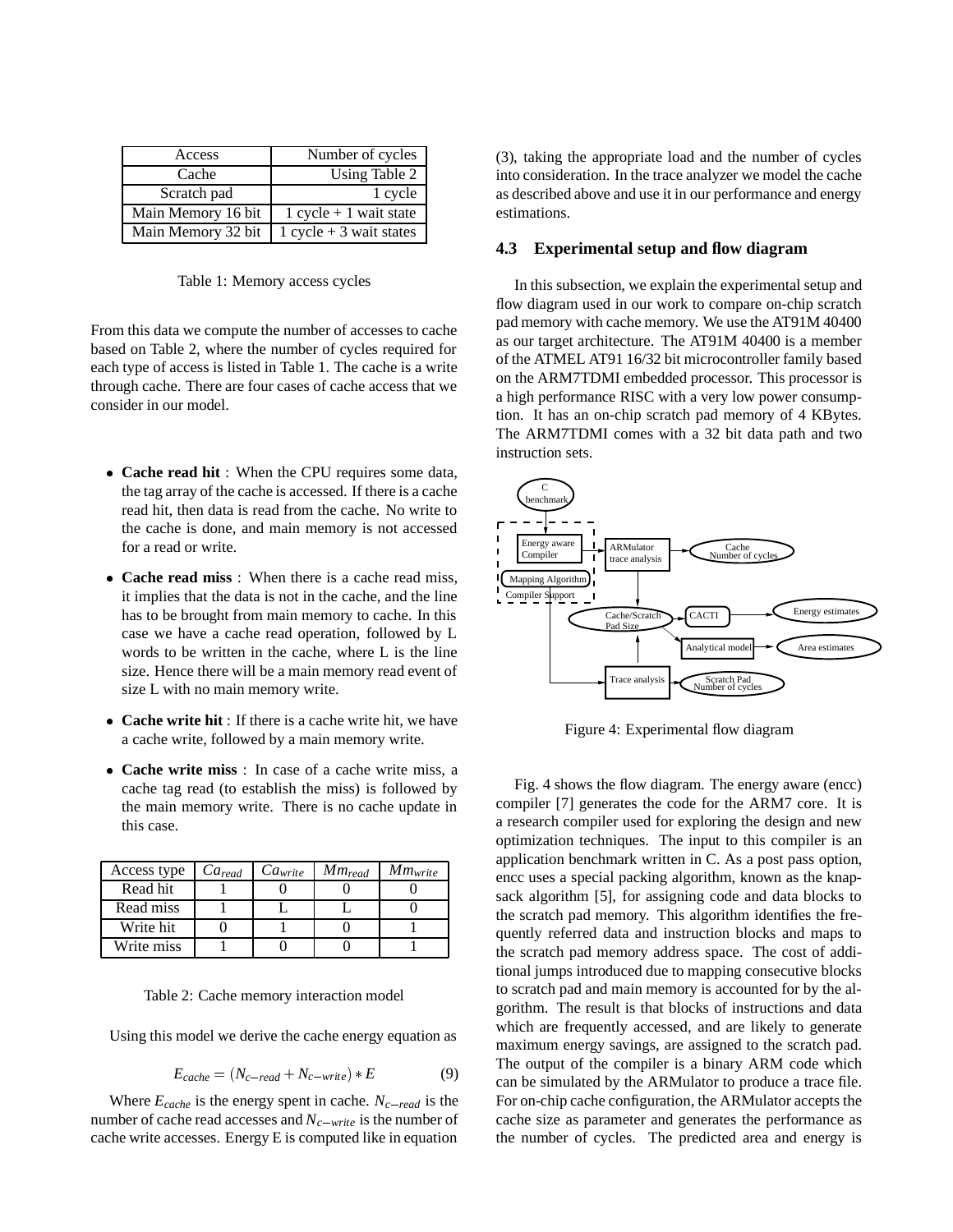| Access | Number of cycles |
|---|---|
| Cache | Using Table 2 |
| Scratch pad | 1 cycle |
| Main Memory 16 bit | 1 cycle + 1 wait state |
| Main Memory 32 bit | 1 cycle + 3 wait states |

Table 1: Memory access cycles

From this data we compute the number of accesses to cache based on Table 2, where the number of cycles required for each type of access is listed in Table 1. The cache is a write through cache. There are four cases of cache access that we consider in our model.

- **Cache read hit** : When the CPU requires some data, the tag array of the cache is accessed. If there is a cache read hit, then data is read from the cache. No write to the cache is done, and main memory is not accessed for a read or write.
- **Cache read miss** : When there is a cache read miss, it implies that the data is not in the cache, and the line has to be brought from main memory to cache. In this case we have a cache read operation, followed by L words to be written in the cache, where L is the line size. Hence there will be a main memory read event of size L with no main memory write.
- **Cache write hit** : If there is a cache write hit, we have a cache write, followed by a main memory write.
- **Cache write miss** : In case of a cache write miss, a cache tag read (to establish the miss) is followed by the main memory write. There is no cache update in this case.

| Access type | $Ca_{read}$ | $Ca_{write}$ | $Mm_{read}$ | $Mm_{write}$ |
|---|---|---|---|---|
| Read hit | 1 | 0 | 0 | 0 |
| Read miss | 1 | L | L | 0 |
| Write hit | 0 | 1 | 0 | 1 |
| Write miss | 1 | 0 | 0 | 1 |

Table 2: Cache memory interaction model

Using this model we derive the cache energy equation as

$$E_{cache} = (N_{c-read} + N_{c-write}) * E \tag{9}$$

Where $E_{cache}$ is the energy spent in cache. $N_{c-read}$ is the number of cache read accesses and $N_{c-write}$ is the number of cache write accesses. Energy E is computed like in equation (3), taking the appropriate load and the number of cycles into consideration. In the trace analyzer we model the cache as described above and use it in our performance and energy estimations.

### 4.3 Experimental setup and flow diagram

In this subsection, we explain the experimental setup and flow diagram used in our work to compare on-chip scratch pad memory with cache memory. We use the AT91M 40400 as our target architecture. The AT91M 40400 is a member of the ATMEL AT91 16/32 bit microcontroller family based on the ARM7TDMI embedded processor. This processor is a high performance RISC with a very low power consumption. It has an on-chip scratch pad memory of 4 KBytes. The ARM7TDMI comes with a 32 bit data path and two instruction sets.

Figure 4: Experimental flow diagram

Fig. 4 shows the flow diagram. The energy aware (encc) compiler [7] generates the code for the ARM7 core. It is a research compiler used for exploring the design and new optimization techniques. The input to this compiler is an application benchmark written in C. As a post pass option, encc uses a special packing algorithm, known as the knapsack algorithm [5], for assigning code and data blocks to the scratch pad memory. This algorithm identifies the frequently referred data and instruction blocks and maps to the scratch pad memory address space. The cost of additional jumps introduced due to mapping consecutive blocks to scratch pad and main memory is accounted for by the algorithm. The result is that blocks of instructions and data which are frequently accessed, and are likely to generate maximum energy savings, are assigned to the scratch pad. The output of the compiler is a binary ARM code which can be simulated by the ARMulator to produce a trace file. For on-chip cache configuration, the ARMulator accepts the cache size as parameter and generates the performance as the number of cycles. The predicted area and energy is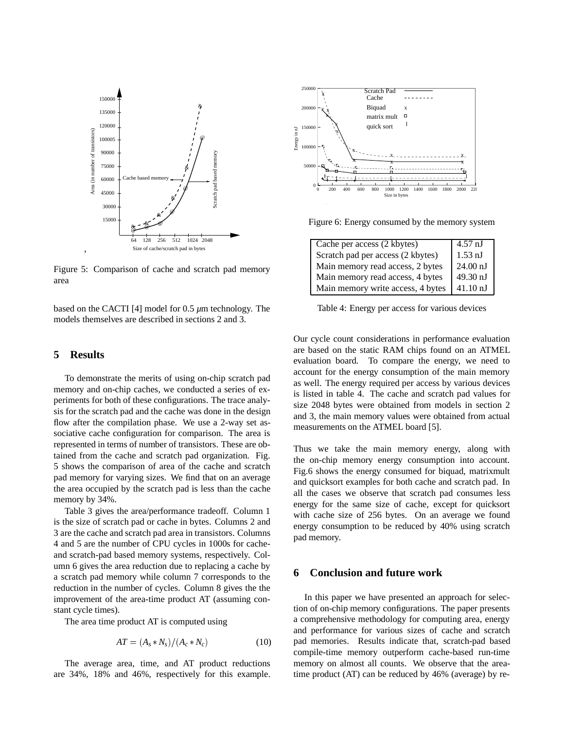Figure 5: Comparison of cache and scratch pad memory area

based on the CACTI [4] model for 0.5 $\mu$m technology. The models themselves are described in sections 2 and 3.

## 5 Results

To demonstrate the merits of using on-chip scratch pad memory and on-chip caches, we conducted a series of experiments for both of these configurations. The trace analysis for the scratch pad and the cache was done in the design flow after the compilation phase. We use a 2-way set associative cache configuration for comparison. The area is represented in terms of number of transistors. These are obtained from the cache and scratch pad organization. Fig. 5 shows the comparison of area of the cache and scratch pad memory for varying sizes. We find that on an average the area occupied by the scratch pad is less than the cache memory by 34%.

Table 3 gives the area/performance tradeoff. Column 1 is the size of scratch pad or cache in bytes. Columns 2 and 3 are the cache and scratch pad area in transistors. Columns 4 and 5 are the number of CPU cycles in 1000s for cache- and scratch-pad based memory systems, respectively. Column 6 gives the area reduction due to replacing a cache by a scratch pad memory while column 7 corresponds to the reduction in the number of cycles. Column 8 gives the the improvement of the area-time product AT (assuming constant cycle times).

The area time product AT is computed using

$$AT = (A_s * N_s)/(A_c * N_c) \tag{10}$$

The average area, time, and AT product reductions are 34%, 18% and 46%, respectively for this example.

Figure 6: Energy consumed by the memory system

| Device | Energy |
|---|---|
| Cache per access (2 kbytes) | 4.57 nJ |
| Scratch pad per access (2 kbytes) | 1.53 nJ |
| Main memory read access, 2 bytes | 24.00 nJ |
| Main memory read access, 4 bytes | 49.30 nJ |
| Main memory write access, 4 bytes | 41.10 nJ |

Table 4: Energy per access for various devices

Our cycle count considerations in performance evaluation are based on the static RAM chips found on an ATMEL evaluation board. To compare the energy, we need to account for the energy consumption of the main memory as well. The energy required per access by various devices is listed in table 4. The cache and scratch pad values for size 2048 bytes were obtained from models in section 2 and 3, the main memory values were obtained from actual measurements on the ATMEL board [5].

Thus we take the main memory energy, along with the on-chip memory energy consumption into account. Fig.6 shows the energy consumed for biquad, matrixmult and quicksort examples for both cache and scratch pad. In all the cases we observe that scratch pad consumes less energy for the same size of cache, except for quicksort with cache size of 256 bytes. On an average we found energy consumption to be reduced by 40% using scratch pad memory.

## 6 Conclusion and future work

In this paper we have presented an approach for selection of on-chip memory configurations. The paper presents a comprehensive methodology for computing area, energy and performance for various sizes of cache and scratch pad memories. Results indicate that, scratch-pad based compile-time memory outperform cache-based run-time memory on almost all counts. We observe that the area-time product (AT) can be reduced by 46% (average) by re-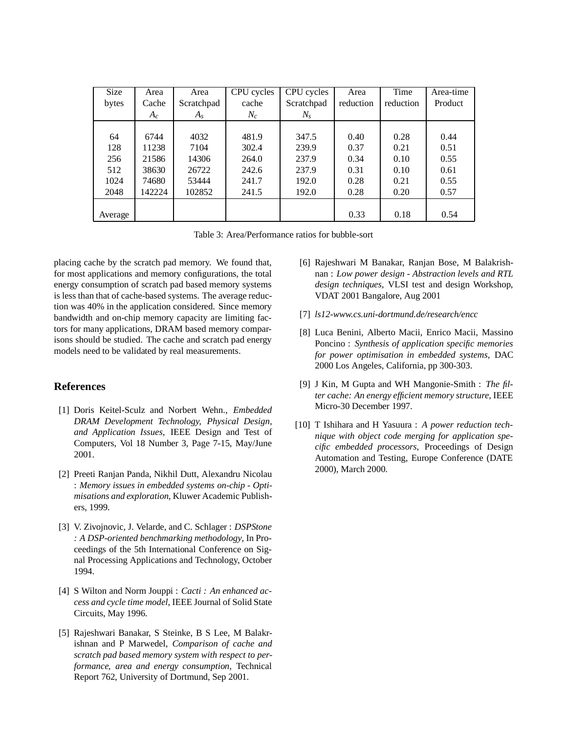| Size bytes | Area Cache $A_c$ | Area Scratchpad $A_s$ | CPU cycles cache $N_c$ | CPU cycles Scratchpad $N_s$ | Area reduction | Time reduction | Area-time Product |
|---|---|---|---|---|---|---|---|
| 64 | 6744 | 4032 | 481.9 | 347.5 | 0.40 | 0.28 | 0.44 |
| 128 | 11238 | 7104 | 302.4 | 239.9 | 0.37 | 0.21 | 0.51 |
| 256 | 21586 | 14306 | 264.0 | 237.9 | 0.34 | 0.10 | 0.55 |
| 512 | 38630 | 26722 | 242.6 | 237.9 | 0.31 | 0.10 | 0.61 |
| 1024 | 74680 | 53444 | 241.7 | 192.0 | 0.28 | 0.21 | 0.55 |
| 2048 | 142224 | 102852 | 241.5 | 192.0 | 0.28 | 0.20 | 0.57 |
| Average | | | | | 0.33 | 0.18 | 0.54 |

Table 3: Area/Performance ratios for bubble-sort

placing cache by the scratch pad memory. We found that, for most applications and memory configurations, the total energy consumption of scratch pad based memory systems is less than that of cache-based systems. The average reduction was 40% in the application considered. Since memory bandwidth and on-chip memory capacity are limiting factors for many applications, DRAM based memory comparisons should be studied. The cache and scratch pad energy models need to be validated by real measurements.

## References

[1] Doris Keitel-Sculz and Norbert Wehn., *Embedded DRAM Development Technology, Physical Design, and Application Issues*, IEEE Design and Test of Computers, Vol 18 Number 3, Page 7-15, May/June 2001.

[2] Preeti Ranjan Panda, Nikhil Dutt, Alexandru Nicolau : *Memory issues in embedded systems on-chip - Optimisations and exploration*, Kluwer Academic Publishers, 1999.

[3] V. Zivojnovic, J. Velarde, and C. Schlager : *DSPStone : A DSP-oriented benchmarking methodology*, In Proceedings of the 5th International Conference on Signal Processing Applications and Technology, October 1994.

[4] S Wilton and Norm Jouppi : *Cacti : An enhanced access and cycle time model*, IEEE Journal of Solid State Circuits, May 1996.

[5] Rajeshwari Banakar, S Steinke, B S Lee, M Balakrishnan and P Marwedel, *Comparison of cache and scratch pad based memory system with respect to performance, area and energy consumption*, Technical Report 762, University of Dortmund, Sep 2001.

[6] Rajeshwari M Banakar, Ranjan Bose, M Balakrishnan : *Low power design - Abstraction levels and RTL design techniques*, VLSI test and design Workshop, VDAT 2001 Bangalore, Aug 2001

[7] *ls12-www.cs.uni-dortmund.de/research/encc*

[8] Luca Benini, Alberto Macii, Enrico Macii, Massino Poncino : *Synthesis of application specific memories for power optimisation in embedded systems*, DAC 2000 Los Angeles, California, pp 300-303.

[9] J Kin, M Gupta and WH Mangonie-Smith : *The filter cache: An energy efficient memory structure*, IEEE Micro-30 December 1997.

[10] T Ishihara and H Yasuura : *A power reduction technique with object code merging for application specific embedded processors*, Proceedings of Design Automation and Testing, Europe Conference (DATE 2000), March 2000.